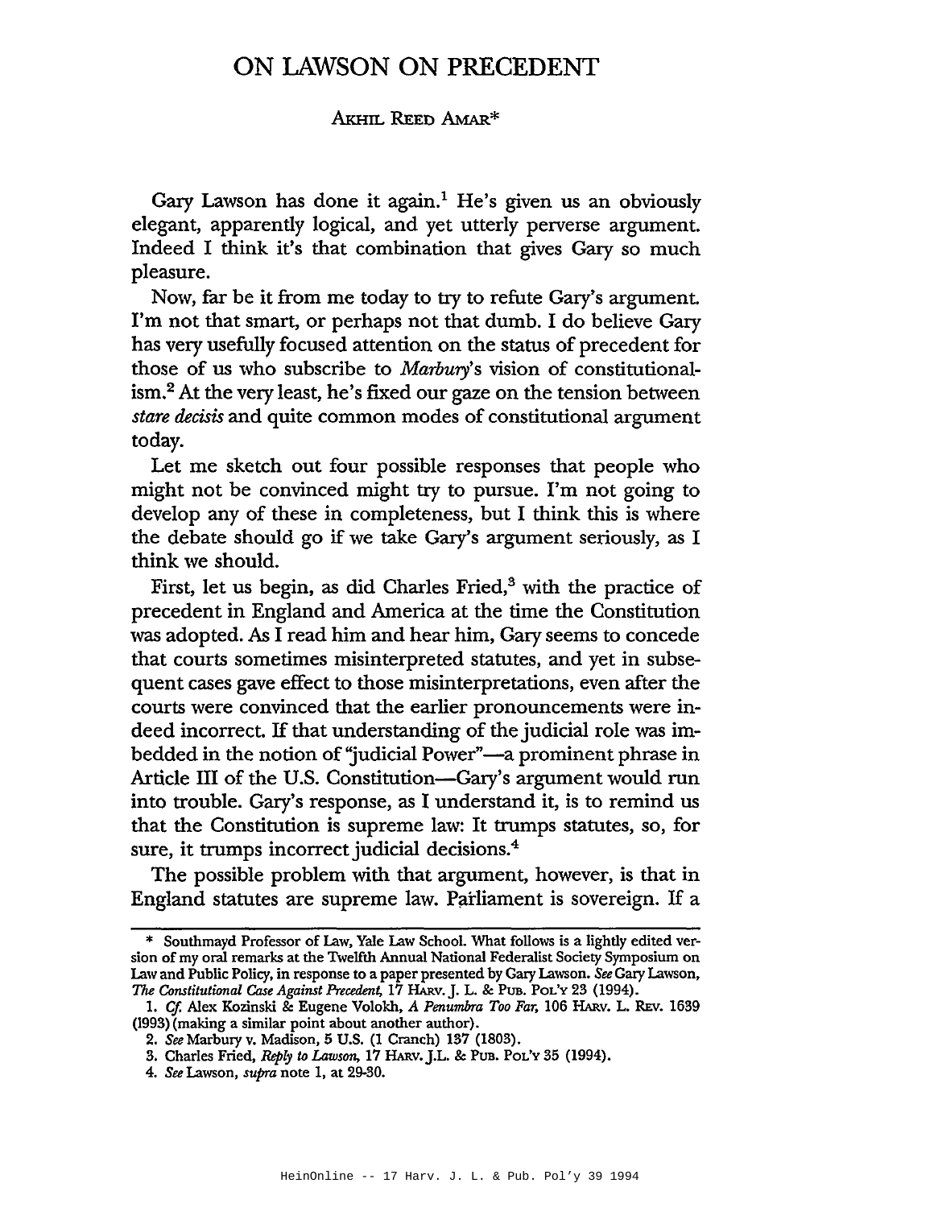# ON LAWSON ON PRECEDENT

AKHIL REED AMAR*

Gary Lawson has done it again.[1] He's given us an obviously elegant, apparently logical, and yet utterly perverse argument. Indeed I think it's that combination that gives Gary so much pleasure.

Now, far be it from me today to try to refute Gary's argument. I'm not that smart, or perhaps not that dumb. I do believe Gary has very usefully focused attention on the status of precedent for those of us who subscribe to *Marbury*'s vision of constitutionalism.[2] At the very least, he's fixed our gaze on the tension between *stare decisis* and quite common modes of constitutional argument today.

Let me sketch out four possible responses that people who might not be convinced might try to pursue. I'm not going to develop any of these in completeness, but I think this is where the debate should go if we take Gary's argument seriously, as I think we should.

First, let us begin, as did Charles Fried,[3] with the practice of precedent in England and America at the time the Constitution was adopted. As I read him and hear him, Gary seems to concede that courts sometimes misinterpreted statutes, and yet in subsequent cases gave effect to those misinterpretations, even after the courts were convinced that the earlier pronouncements were indeed incorrect. If that understanding of the judicial role was imbedded in the notion of "judicial Power"—a prominent phrase in Article III of the U.S. Constitution—Gary's argument would run into trouble. Gary's response, as I understand it, is to remind us that the Constitution is supreme law: It trumps statutes, so, for sure, it trumps incorrect judicial decisions.[4]

The possible problem with that argument, however, is that in England statutes are supreme law. Parliament is sovereign. If a

---

\* Southmayd Professor of Law, Yale Law School. What follows is a lightly edited version of my oral remarks at the Twelfth Annual National Federalist Society Symposium on Law and Public Policy, in response to a paper presented by Gary Lawson. *See* Gary Lawson, *The Constitutional Case Against Precedent*, 17 HARV. J. L. & PUB. POL'Y 23 (1994).

1. *Cf.* Alex Kozinski & Eugene Volokh, *A Penumbra Too Far*, 106 HARV. L. REV. 1639 (1993) (making a similar point about another author).

2. *See* Marbury v. Madison, 5 U.S. (1 Cranch) 137 (1803).

3. Charles Fried, *Reply to Lawson*, 17 HARV. J.L. & PUB. POL'Y 35 (1994).

4. *See* Lawson, *supra* note 1, at 29-30.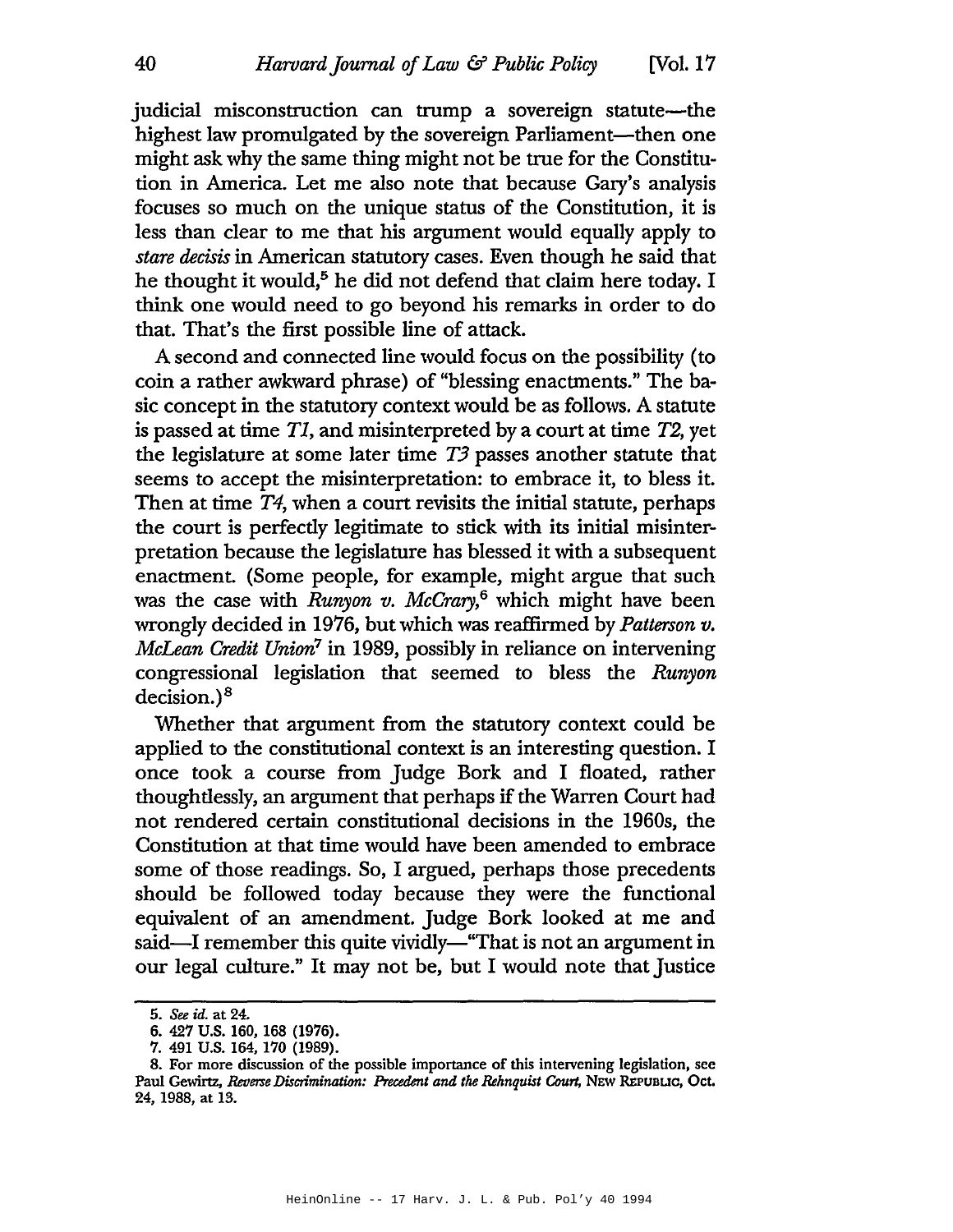judicial misconstruction can trump a sovereign statute—the highest law promulgated by the sovereign Parliament—then one might ask why the same thing might not be true for the Constitution in America. Let me also note that because Gary's analysis focuses so much on the unique status of the Constitution, it is less than clear to me that his argument would equally apply to *stare decisis* in American statutory cases. Even though he said that he thought it would,[5] he did not defend that claim here today. I think one would need to go beyond his remarks in order to do that. That's the first possible line of attack.

A second and connected line would focus on the possibility (to coin a rather awkward phrase) of "blessing enactments." The basic concept in the statutory context would be as follows. A statute is passed at time *T1*, and misinterpreted by a court at time *T2*, yet the legislature at some later time *T3* passes another statute that seems to accept the misinterpretation: to embrace it, to bless it. Then at time *T4*, when a court revisits the initial statute, perhaps the court is perfectly legitimate to stick with its initial misinterpretation because the legislature has blessed it with a subsequent enactment. (Some people, for example, might argue that such was the case with *Runyon v. McCrary*,[6] which might have been wrongly decided in 1976, but which was reaffirmed by *Patterson v. McLean Credit Union*[7] in 1989, possibly in reliance on intervening congressional legislation that seemed to bless the *Runyon* decision.)[8]

Whether that argument from the statutory context could be applied to the constitutional context is an interesting question. I once took a course from Judge Bork and I floated, rather thoughtlessly, an argument that perhaps if the Warren Court had not rendered certain constitutional decisions in the 1960s, the Constitution at that time would have been amended to embrace some of those readings. So, I argued, perhaps those precedents should be followed today because they were the functional equivalent of an amendment. Judge Bork looked at me and said—I remember this quite vividly—"That is not an argument in our legal culture." It may not be, but I would note that Justice

---

5. *See id.* at 24.

6. 427 U.S. 160, 168 (1976).

7. 491 U.S. 164, 170 (1989).

8. For more discussion of the possible importance of this intervening legislation, see Paul Gewirtz, *Reverse Discrimination: Precedent and the Rehnquist Court*, NEW REPUBLIC, Oct. 24, 1988, at 13.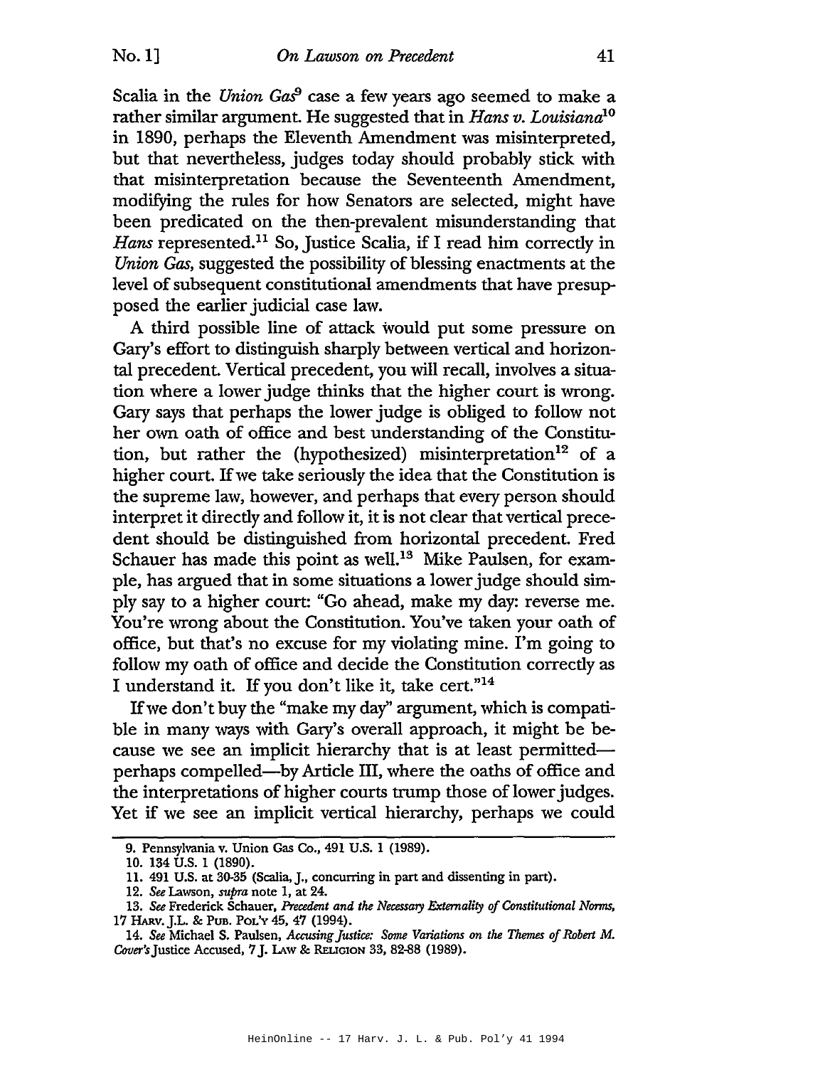Scalia in the *Union Gas*[9] case a few years ago seemed to make a rather similar argument. He suggested that in *Hans v. Louisiana*[10] in 1890, perhaps the Eleventh Amendment was misinterpreted, but that nevertheless, judges today should probably stick with that misinterpretation because the Seventeenth Amendment, modifying the rules for how Senators are selected, might have been predicated on the then-prevalent misunderstanding that *Hans* represented.[11] So, Justice Scalia, if I read him correctly in *Union Gas*, suggested the possibility of blessing enactments at the level of subsequent constitutional amendments that have presupposed the earlier judicial case law.

A third possible line of attack would put some pressure on Gary's effort to distinguish sharply between vertical and horizontal precedent. Vertical precedent, you will recall, involves a situation where a lower judge thinks that the higher court is wrong. Gary says that perhaps the lower judge is obliged to follow not her own oath of office and best understanding of the Constitution, but rather the (hypothesized) misinterpretation[12] of a higher court. If we take seriously the idea that the Constitution is the supreme law, however, and perhaps that every person should interpret it directly and follow it, it is not clear that vertical precedent should be distinguished from horizontal precedent. Fred Schauer has made this point as well.[13] Mike Paulsen, for example, has argued that in some situations a lower judge should simply say to a higher court: "Go ahead, make my day: reverse me. You're wrong about the Constitution. You've taken your oath of office, but that's no excuse for my violating mine. I'm going to follow my oath of office and decide the Constitution correctly as I understand it. If you don't like it, take cert."[14]

If we don't buy the "make my day" argument, which is compatible in many ways with Gary's overall approach, it might be because we see an implicit hierarchy that is at least permitted—perhaps compelled—by Article III, where the oaths of office and the interpretations of higher courts trump those of lower judges. Yet if we see an implicit vertical hierarchy, perhaps we could

---

9. Pennsylvania v. Union Gas Co., 491 U.S. 1 (1989).

10. 134 U.S. 1 (1890).

11. 491 U.S. at 30-35 (Scalia, J., concurring in part and dissenting in part).

12. *See* Lawson, *supra* note 1, at 24.

13. *See* Frederick Schauer, *Precedent and the Necessary Externality of Constitutional Norms*, 17 HARV. J.L. & PUB. POL'Y 45, 47 (1994).

14. *See* Michael S. Paulsen, *Accusing Justice: Some Variations on the Themes of Robert M. Cover's* Justice Accused, 7 J. LAW & RELIGION 33, 82-88 (1989).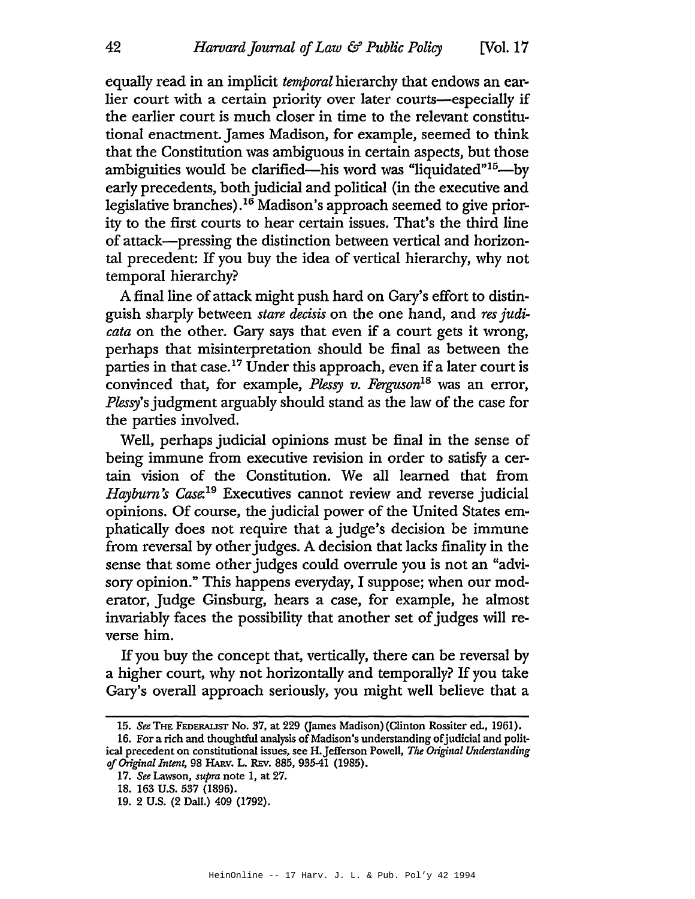equally read in an implicit *temporal* hierarchy that endows an earlier court with a certain priority over later courts—especially if the earlier court is much closer in time to the relevant constitutional enactment. James Madison, for example, seemed to think that the Constitution was ambiguous in certain aspects, but those ambiguities would be clarified—his word was "liquidated"[15]—by early precedents, both judicial and political (in the executive and legislative branches).[16] Madison's approach seemed to give priority to the first courts to hear certain issues. That's the third line of attack—pressing the distinction between vertical and horizontal precedent: If you buy the idea of vertical hierarchy, why not temporal hierarchy?

A final line of attack might push hard on Gary's effort to distinguish sharply between *stare decisis* on the one hand, and *res judicata* on the other. Gary says that even if a court gets it wrong, perhaps that misinterpretation should be final as between the parties in that case.[17] Under this approach, even if a later court is convinced that, for example, *Plessy v. Ferguson*[18] was an error, *Plessy*'s judgment arguably should stand as the law of the case for the parties involved.

Well, perhaps judicial opinions must be final in the sense of being immune from executive revision in order to satisfy a certain vision of the Constitution. We all learned that from *Hayburn's Case*.[19] Executives cannot review and reverse judicial opinions. Of course, the judicial power of the United States emphatically does not require that a judge's decision be immune from reversal by other judges. A decision that lacks finality in the sense that some other judges could overrule you is not an "advisory opinion." This happens everyday, I suppose; when our moderator, Judge Ginsburg, hears a case, for example, he almost invariably faces the possibility that another set of judges will reverse him.

If you buy the concept that, vertically, there can be reversal by a higher court, why not horizontally and temporally? If you take Gary's overall approach seriously, you might well believe that a

15. *See* THE FEDERALIST No. 37, at 229 (James Madison) (Clinton Rossiter ed., 1961).

16. For a rich and thoughtful analysis of Madison's understanding of judicial and political precedent on constitutional issues, see H. Jefferson Powell, *The Original Understanding of Original Intent*, 98 HARV. L. REV. 885, 935-41 (1985).

17. *See* Lawson, *supra* note 1, at 27.

18. 163 U.S. 537 (1896).

19. 2 U.S. (2 Dall.) 409 (1792).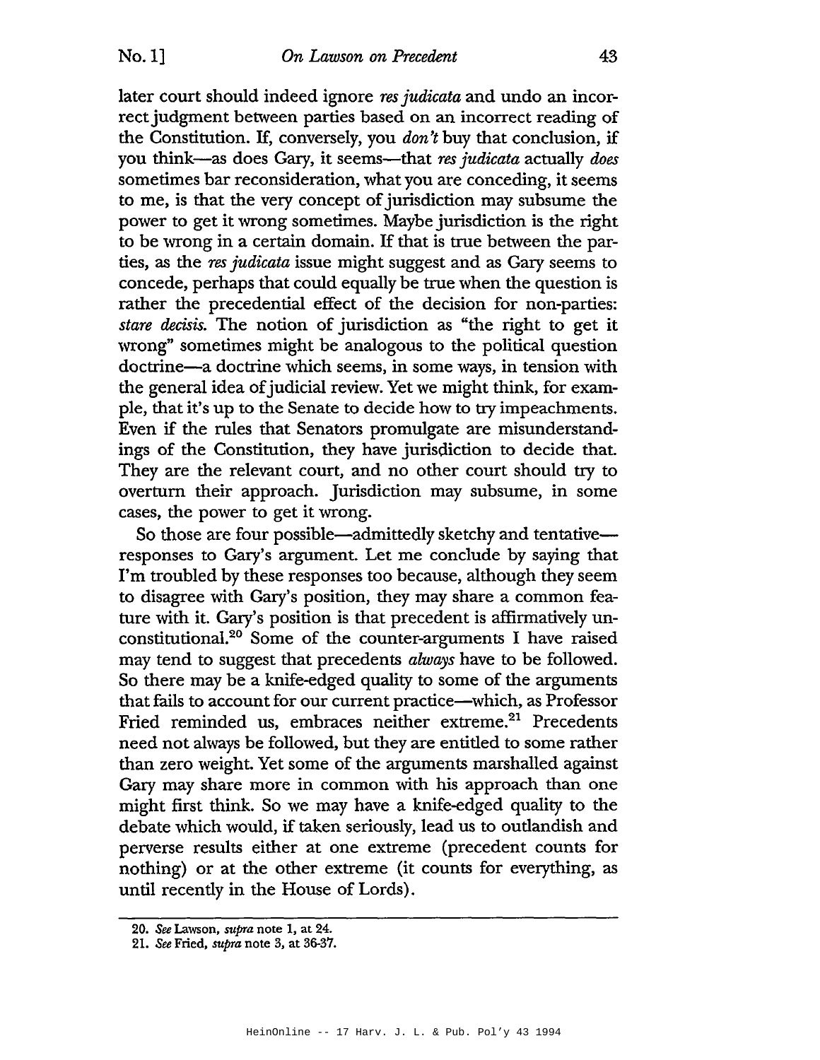later court should indeed ignore *res judicata* and undo an incorrect judgment between parties based on an incorrect reading of the Constitution. If, conversely, you *don't* buy that conclusion, if you think—as does Gary, it seems—that *res judicata* actually *does* sometimes bar reconsideration, what you are conceding, it seems to me, is that the very concept of jurisdiction may subsume the power to get it wrong sometimes. Maybe jurisdiction is the right to be wrong in a certain domain. If that is true between the parties, as the *res judicata* issue might suggest and as Gary seems to concede, perhaps that could equally be true when the question is rather the precedential effect of the decision for non-parties: *stare decisis*. The notion of jurisdiction as "the right to get it wrong" sometimes might be analogous to the political question doctrine—a doctrine which seems, in some ways, in tension with the general idea of judicial review. Yet we might think, for example, that it's up to the Senate to decide how to try impeachments. Even if the rules that Senators promulgate are misunderstandings of the Constitution, they have jurisdiction to decide that. They are the relevant court, and no other court should try to overturn their approach. Jurisdiction may subsume, in some cases, the power to get it wrong.

So those are four possible—admittedly sketchy and tentative—responses to Gary's argument. Let me conclude by saying that I'm troubled by these responses too because, although they seem to disagree with Gary's position, they may share a common feature with it. Gary's position is that precedent is affirmatively unconstitutional.[20] Some of the counter-arguments I have raised may tend to suggest that precedents *always* have to be followed. So there may be a knife-edged quality to some of the arguments that fails to account for our current practice—which, as Professor Fried reminded us, embraces neither extreme.[21] Precedents need not always be followed, but they are entitled to some rather than zero weight. Yet some of the arguments marshalled against Gary may share more in common with his approach than one might first think. So we may have a knife-edged quality to the debate which would, if taken seriously, lead us to outlandish and perverse results either at one extreme (precedent counts for nothing) or at the other extreme (it counts for everything, as until recently in the House of Lords).

---

20. *See* Lawson, *supra* note 1, at 24.

21. *See* Fried, *supra* note 3, at 36-37.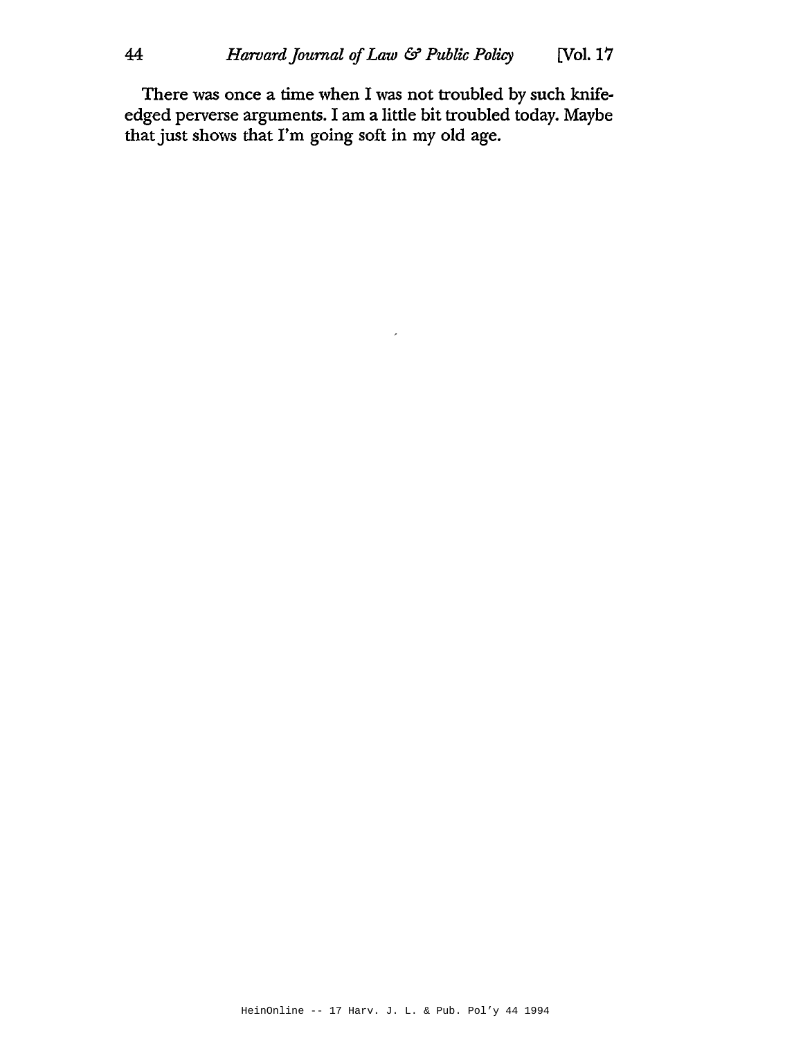There was once a time when I was not troubled by such knife-edged perverse arguments. I am a little bit troubled today. Maybe that just shows that I'm going soft in my old age.